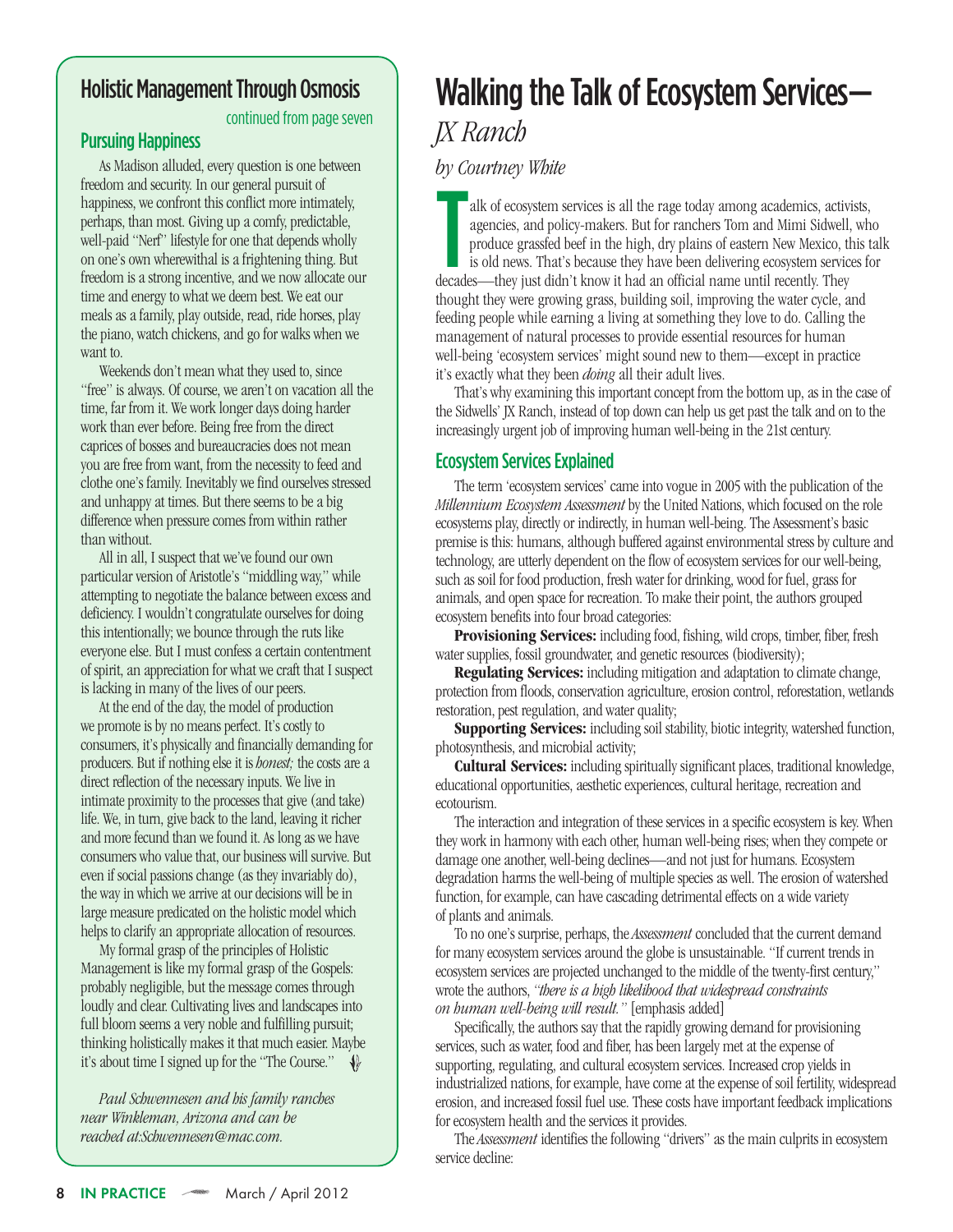## Holistic Management Through Osmosis

continued from page seven

### Pursuing Happiness

As Madison alluded, every question is one between freedom and security. In our general pursuit of happiness, we confront this conflict more intimately, perhaps, than most. Giving up a comfy, predictable, well-paid "Nerf" lifestyle for one that depends wholly on one's own wherewithal is a frightening thing. But freedom is a strong incentive, and we now allocate our time and energy to what we deem best. We eat our meals as a family, play outside, read, ride horses, play the piano, watch chickens, and go for walks when we want to.

Weekends don't mean what they used to, since "free" is always. Of course, we aren't on vacation all the time, far from it. We work longer days doing harder work than ever before. Being free from the direct caprices of bosses and bureaucracies does not mean you are free from want, from the necessity to feed and clothe one's family. Inevitably we find ourselves stressed and unhappy at times. But there seems to be a big difference when pressure comes from within rather than without.

All in all, I suspect that we've found our own particular version of Aristotle's "middling way," while attempting to negotiate the balance between excess and deficiency. I wouldn't congratulate ourselves for doing this intentionally; we bounce through the ruts like everyone else. But I must confess a certain contentment of spirit, an appreciation for what we craft that I suspect is lacking in many of the lives of our peers.

At the end of the day, the model of production we promote is by no means perfect. It's costly to consumers, it's physically and financially demanding for producers. But if nothing else it is *honest;* the costs are a direct reflection of the necessary inputs. We live in intimate proximity to the processes that give (and take) life. We, in turn, give back to the land, leaving it richer and more fecund than we found it. As long as we have consumers who value that, our business will survive. But even if social passions change (as they invariably do), the way in which we arrive at our decisions will be in large measure predicated on the holistic model which helps to clarify an appropriate allocation of resources.

My formal grasp of the principles of Holistic Management is like my formal grasp of the Gospels: probably negligible, but the message comes through loudly and clear. Cultivating lives and landscapes into full bloom seems a very noble and fulfilling pursuit; thinking holistically makes it that much easier. Maybe it's about time I signed up for the "The Course."

*Paul Schwennesen and his family ranches near Winkleman, Arizona and can be reached at:Schwennesen@mac.com.*

# Walking the Talk of Ecosystem Services— *JX Ranch*

*by Courtney White*

Talk of ecosystem services is all the rage today among academics, activists, agencies, and policy-makers. But for ranchers Tom and Mimi Sidwell, who produce grassfed beef in the high, dry plains of eastern New Mexico, this talk is old news. That's because they have been delivering ecosystem services for decades—they just didn't know it had an official name until recently. They thought they were growing grass, building soil, improving the water cycle, and feeding people while earning a living at something they love to do. Calling the management of natural processes to provide essential resources for human well-being 'ecosystem services' might sound new to them—except in practice it's exactly what they been *doing* all their adult lives.

That's why examining this important concept from the bottom up, as in the case of the Sidwells' JX Ranch, instead of top down can help us get past the talk and on to the increasingly urgent job of improving human well-being in the 21st century.

## Ecosystem Services Explained

The term 'ecosystem services' came into vogue in 2005 with the publication of the *Millennium Ecosystem Assessment* by the United Nations, which focused on the role ecosystems play, directly or indirectly, in human well-being. The Assessment's basic premise is this: humans, although buffered against environmental stress by culture and technology, are utterly dependent on the flow of ecosystem services for our well-being, such as soil for food production, fresh water for drinking, wood for fuel, grass for animals, and open space for recreation. To make their point, the authors grouped ecosystem benefits into four broad categories:

**Provisioning Services:** including food, fishing, wild crops, timber, fiber, fresh water supplies, fossil groundwater, and genetic resources (biodiversity);

**Regulating Services:** including mitigation and adaptation to climate change, protection from floods, conservation agriculture, erosion control, reforestation, wetlands restoration, pest regulation, and water quality;

**Supporting Services:** including soil stability, biotic integrity, watershed function, photosynthesis, and microbial activity;

**Cultural Services:** including spiritually significant places, traditional knowledge, educational opportunities, aesthetic experiences, cultural heritage, recreation and ecotourism.

The interaction and integration of these services in a specific ecosystem is key. When they work in harmony with each other, human well-being rises; when they compete or damage one another, well-being declines—and not just for humans. Ecosystem degradation harms the well-being of multiple species as well. The erosion of watershed function, for example, can have cascading detrimental effects on a wide variety of plants and animals.

To no one's surprise, perhaps, the *Assessment* concluded that the current demand for many ecosystem services around the globe is unsustainable. "If current trends in ecosystem services are projected unchanged to the middle of the twenty-first century," wrote the authors, *"there is a high likelihood that widespread constraints on human well-being will result."* [emphasis added]

Specifically, the authors say that the rapidly growing demand for provisioning services, such as water, food and fiber, has been largely met at the expense of supporting, regulating, and cultural ecosystem services. Increased crop yields in industrialized nations, for example, have come at the expense of soil fertility, widespread erosion, and increased fossil fuel use. These costs have important feedback implications for ecosystem health and the services it provides.

The *Assessment* identifies the following "drivers" as the main culprits in ecosystem service decline: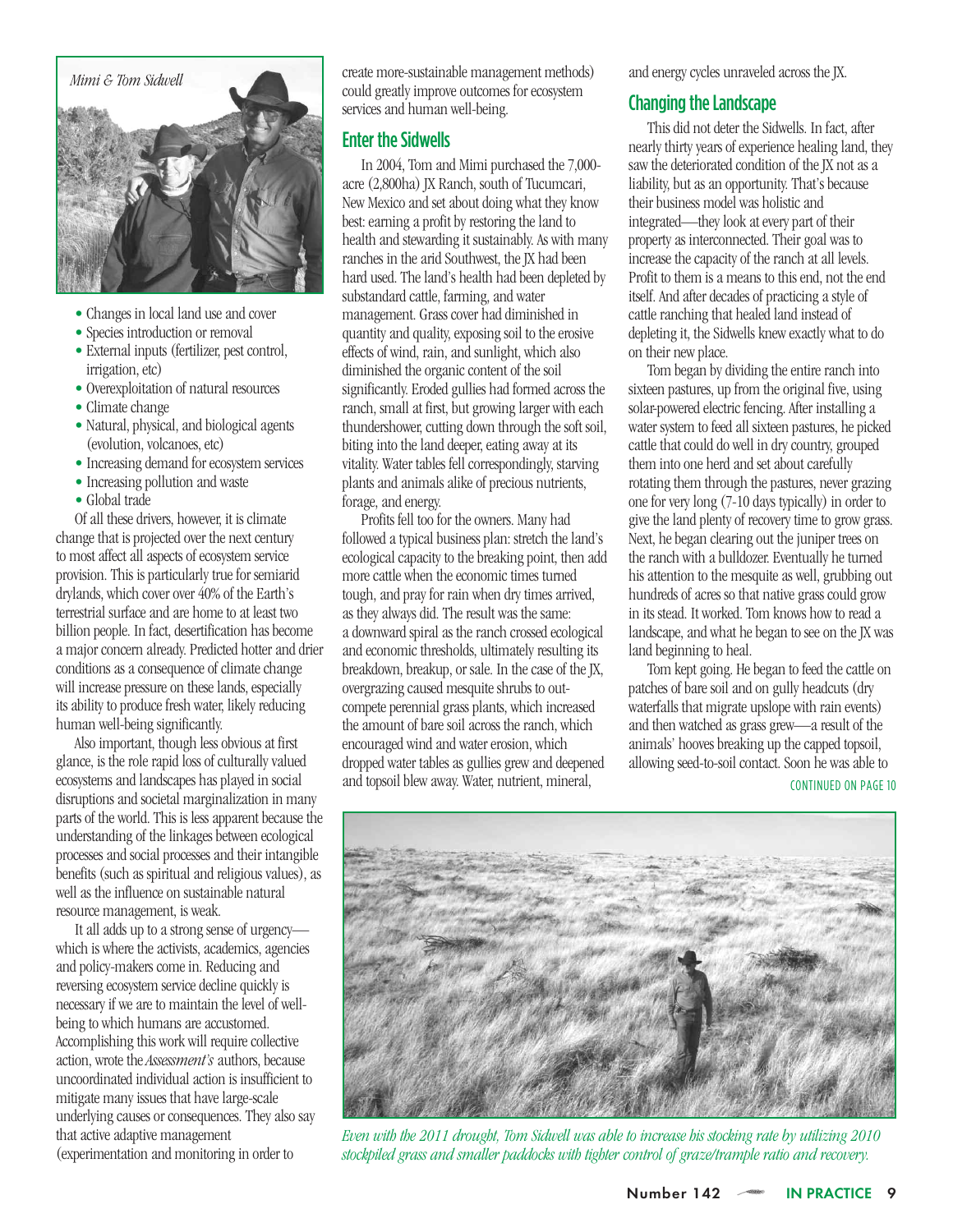- Changes in local land use and cover
- Species introduction or removal
- External inputs (fertilizer, pest control, irrigation, etc)
- Overexploitation of natural resources
- Climate change
- Natural, physical, and biological agents (evolution, volcanoes, etc)
- Increasing demand for ecosystem services
- Increasing pollution and waste
- Global trade

Of all these drivers, however, it is climate change that is projected over the next century to most affect all aspects of ecosystem service provision. This is particularly true for semiarid drylands, which cover over 40% of the Earth's terrestrial surface and are home to at least two billion people. In fact, desertification has become a major concern already. Predicted hotter and drier conditions as a consequence of climate change will increase pressure on these lands, especially its ability to produce fresh water, likely reducing human well-being significantly.

Also important, though less obvious at first glance, is the role rapid loss of culturally valued ecosystems and landscapes has played in social disruptions and societal marginalization in many parts of the world. This is less apparent because the understanding of the linkages between ecological processes and social processes and their intangible benefits (such as spiritual and religious values), as well as the influence on sustainable natural resource management, is weak.

It all adds up to a strong sense of urgency—which is where the activists, academics, agencies and policy-makers come in. Reducing and reversing ecosystem service decline quickly is necessary if we are to maintain the level of well-being to which humans are accustomed. Accomplishing this work will require collective action, wrote the *Assessment's* authors, because uncoordinated individual action is insufficient to mitigate many issues that have large-scale underlying causes or consequences. They also say that active adaptive management (experimentation and monitoring in order to create more-sustainable management methods) could greatly improve outcomes for ecosystem services and human well-being.

## Enter the Sidwells

In 2004, Tom and Mimi purchased the 7,000-acre (2,800ha) JX Ranch, south of Tucumcari, New Mexico and set about doing what they know best: earning a profit by restoring the land to health and stewarding it sustainably. As with many ranches in the arid Southwest, the JX had been hard used. The land's health had been depleted by substandard cattle, farming, and water management. Grass cover had diminished in quantity and quality, exposing soil to the erosive effects of wind, rain, and sunlight, which also diminished the organic content of the soil significantly. Eroded gullies had formed across the ranch, small at first, but growing larger with each thundershower, cutting down through the soft soil, biting into the land deeper, eating away at its vitality. Water tables fell correspondingly, starving plants and animals alike of precious nutrients, forage, and energy.

Profits fell too for the owners. Many had followed a typical business plan: stretch the land's ecological capacity to the breaking point, then add more cattle when the economic times turned tough, and pray for rain when dry times arrived, as they always did. The result was the same: a downward spiral as the ranch crossed ecological and economic thresholds, ultimately resulting its breakdown, breakup, or sale. In the case of the JX, overgrazing caused mesquite shrubs to out-compete perennial grass plants, which increased the amount of bare soil across the ranch, which encouraged wind and water erosion, which dropped water tables as gullies grew and deepened and topsoil blew away. Water, nutrient, mineral, and energy cycles unraveled across the JX.

## Changing the Landscape

This did not deter the Sidwells. In fact, after nearly thirty years of experience healing land, they saw the deteriorated condition of the JX not as a liability, but as an opportunity. That's because their business model was holistic and integrated—they look at every part of their property as interconnected. Their goal was to increase the capacity of the ranch at all levels. Profit to them is a means to this end, not the end itself. And after decades of practicing a style of cattle ranching that healed land instead of depleting it, the Sidwells knew exactly what to do on their new place.

Tom began by dividing the entire ranch into sixteen pastures, up from the original five, using solar-powered electric fencing. After installing a water system to feed all sixteen pastures, he picked cattle that could do well in dry country, grouped them into one herd and set about carefully rotating them through the pastures, never grazing one for very long (7-10 days typically) in order to give the land plenty of recovery time to grow grass. Next, he began clearing out the juniper trees on the ranch with a bulldozer. Eventually he turned his attention to the mesquite as well, grubbing out hundreds of acres so that native grass could grow in its stead. It worked. Tom knows how to read a landscape, and what he began to see on the JX was land beginning to heal.

Tom kept going. He began to feed the cattle on patches of bare soil and on gully headcuts (dry waterfalls that migrate upslope with rain events) and then watched as grass grew—a result of the animals' hooves breaking up the capped topsoil, allowing seed-to-soil contact. Soon he was able to

CONTINUED ON PAGE 10

*Mimi & Tom Sidwell*

*Even with the 2011 drought, Tom Sidwell was able to increase his stocking rate by utilizing 2010 stockpiled grass and smaller paddocks with tighter control of graze/trample ratio and recovery.*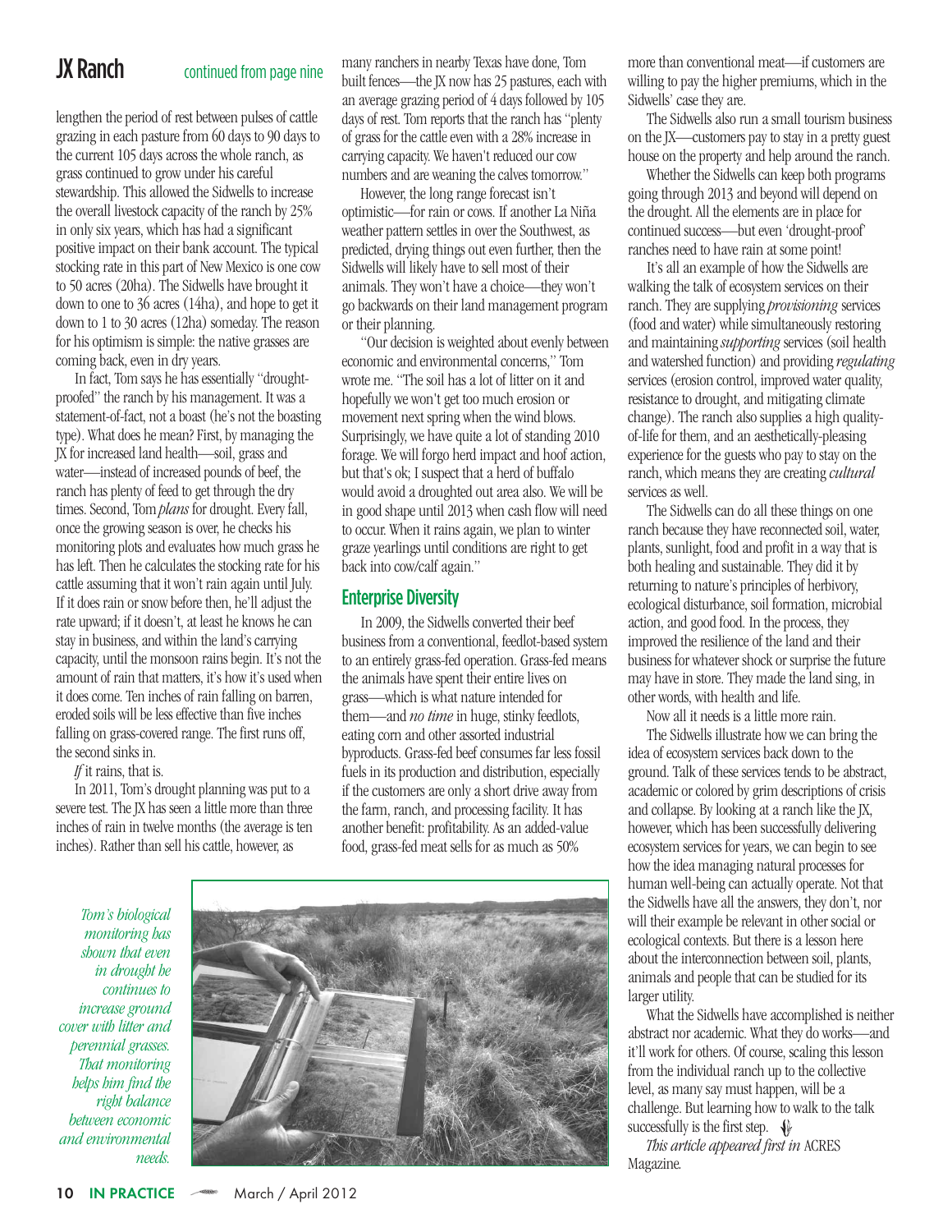## JX Ranch

continued from page nine

lengthen the period of rest between pulses of cattle grazing in each pasture from 60 days to 90 days to the current 105 days across the whole ranch, as grass continued to grow under his careful stewardship. This allowed the Sidwells to increase the overall livestock capacity of the ranch by 25% in only six years, which has had a significant positive impact on their bank account. The typical stocking rate in this part of New Mexico is one cow to 50 acres (20ha). The Sidwells have brought it down to one to 36 acres (14ha), and hope to get it down to 1 to 30 acres (12ha) someday. The reason for his optimism is simple: the native grasses are coming back, even in dry years.

In fact, Tom says he has essentially "drought-proofed" the ranch by his management. It was a statement-of-fact, not a boast (he's not the boasting type). What does he mean? First, by managing the JX for increased land health—soil, grass and water—instead of increased pounds of beef, the ranch has plenty of feed to get through the dry times. Second, Tom *plans* for drought. Every fall, once the growing season is over, he checks his monitoring plots and evaluates how much grass he has left. Then he calculates the stocking rate for his cattle assuming that it won't rain again until July. If it does rain or snow before then, he'll adjust the rate upward; if it doesn't, at least he knows he can stay in business, and within the land's carrying capacity, until the monsoon rains begin. It's not the amount of rain that matters, it's how it's used when it does come. Ten inches of rain falling on barren, eroded soils will be less effective than five inches falling on grass-covered range. The first runs off, the second sinks in.

*If* it rains, that is.

In 2011, Tom's drought planning was put to a severe test. The JX has seen a little more than three inches of rain in twelve months (the average is ten inches). Rather than sell his cattle, however, as many ranchers in nearby Texas have done, Tom built fences—the JX now has 25 pastures, each with an average grazing period of 4 days followed by 105 days of rest. Tom reports that the ranch has "plenty of grass for the cattle even with a 28% increase in carrying capacity. We haven't reduced our cow numbers and are weaning the calves tomorrow."

However, the long range forecast isn't optimistic—for rain or cows. If another La Niña weather pattern settles in over the Southwest, as predicted, drying things out even further, then the Sidwells will likely have to sell most of their animals. They won't have a choice—they won't go backwards on their land management program or their planning.

"Our decision is weighted about evenly between economic and environmental concerns," Tom wrote me. "The soil has a lot of litter on it and hopefully we won't get too much erosion or movement next spring when the wind blows. Surprisingly, we have quite a lot of standing 2010 forage. We will forgo herd impact and hoof action, but that's ok; I suspect that a herd of buffalo would avoid a droughted out area also. We will be in good shape until 2013 when cash flow will need to occur. When it rains again, we plan to winter graze yearlings until conditions are right to get back into cow/calf again."

### Enterprise Diversity

In 2009, the Sidwells converted their beef business from a conventional, feedlot-based system to an entirely grass-fed operation. Grass-fed means the animals have spent their entire lives on grass—which is what nature intended for them—and *no time* in huge, stinky feedlots, eating corn and other assorted industrial byproducts. Grass-fed beef consumes far less fossil fuels in its production and distribution, especially if the customers are only a short drive away from the farm, ranch, and processing facility. It has another benefit: profitability. As an added-value food, grass-fed meat sells for as much as 50% more than conventional meat—if customers are willing to pay the higher premiums, which in the Sidwells' case they are.

The Sidwells also run a small tourism business on the JX—customers pay to stay in a pretty guest house on the property and help around the ranch.

Whether the Sidwells can keep both programs going through 2013 and beyond will depend on the drought. All the elements are in place for continued success—but even 'drought-proof' ranches need to have rain at some point!

It's all an example of how the Sidwells are walking the talk of ecosystem services on their ranch. They are supplying *provisioning* services (food and water) while simultaneously restoring and maintaining *supporting* services (soil health and watershed function) and providing *regulating* services (erosion control, improved water quality, resistance to drought, and mitigating climate change). The ranch also supplies a high quality-of-life for them, and an aesthetically-pleasing experience for the guests who pay to stay on the ranch, which means they are creating *cultural* services as well.

The Sidwells can do all these things on one ranch because they have reconnected soil, water, plants, sunlight, food and profit in a way that is both healing and sustainable. They did it by returning to nature's principles of herbivory, ecological disturbance, soil formation, microbial action, and good food. In the process, they improved the resilience of the land and their business for whatever shock or surprise the future may have in store. They made the land sing, in other words, with health and life.

Now all it needs is a little more rain.

The Sidwells illustrate how we can bring the idea of ecosystem services back down to the ground. Talk of these services tends to be abstract, academic or colored by grim descriptions of crisis and collapse. By looking at a ranch like the JX, however, which has been successfully delivering ecosystem services for years, we can begin to see how the idea managing natural processes for human well-being can actually operate. Not that the Sidwells have all the answers, they don't, nor will their example be relevant in other social or ecological contexts. But there is a lesson here about the interconnection between soil, plants, animals and people that can be studied for its larger utility.

What the Sidwells have accomplished is neither abstract nor academic. What they do works—and it'll work for others. Of course, scaling this lesson from the individual ranch up to the collective level, as many say must happen, will be a challenge. But learning how to walk to the talk successfully is the first step.

*This article appeared first in* ACRES Magazine.

*Tom's biological monitoring has shown that even in drought he continues to increase ground cover with litter and perennial grasses. That monitoring helps him find the right balance between economic and environmental needs.*